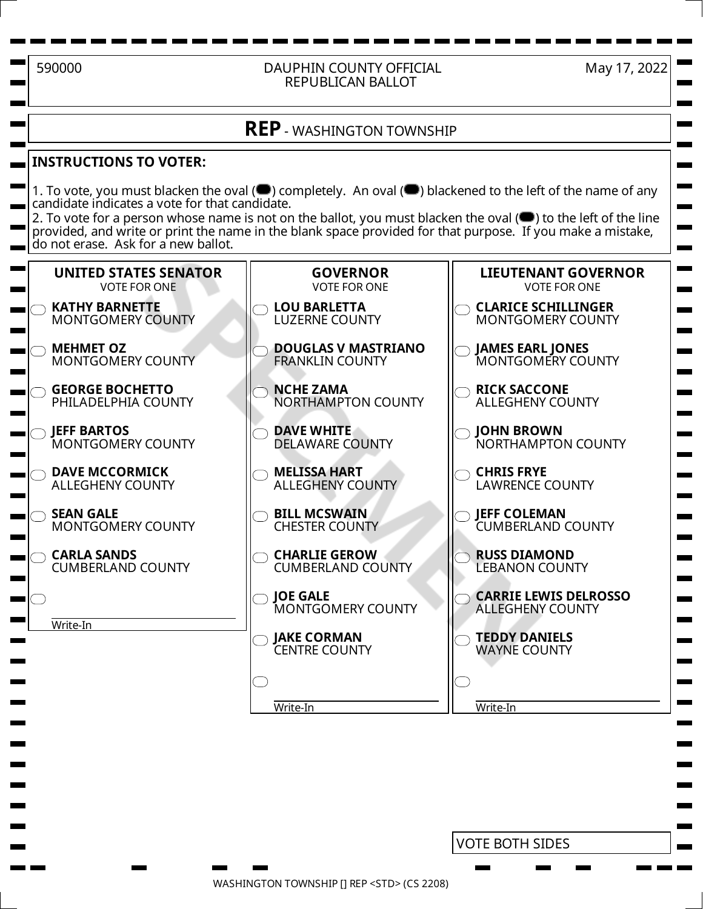590000 | DAUPHIN COUNTY OFFICIAL REPUBLICAN BALLOT | May 17, 2022

# REP - WASHINGTON TOWNSHIP

**INSTRUCTIONS TO VOTER:**

1. To vote, you must blacken the oval (⬬) completely. An oval (⬬) blackened to the left of the name of any candidate indicates a vote for that candidate.
2. To vote for a person whose name is not on the ballot, you must blacken the oval (⬬) to the left of the line provided, and write or print the name in the blank space provided for that purpose. If you make a mistake, do not erase. Ask for a new ballot.

## UNITED STATES SENATOR
VOTE FOR ONE

- ⬭ **KATHY BARNETTE** MONTGOMERY COUNTY
- ⬭ **MEHMET OZ** MONTGOMERY COUNTY
- ⬭ **GEORGE BOCHETTO** PHILADELPHIA COUNTY
- ⬭ **JEFF BARTOS** MONTGOMERY COUNTY
- ⬭ **DAVE MCCORMICK** ALLEGHENY COUNTY
- ⬭ **SEAN GALE** MONTGOMERY COUNTY
- ⬭ **CARLA SANDS** CUMBERLAND COUNTY
- ⬭ ______________ Write-In

## GOVERNOR
VOTE FOR ONE

- ⬭ **LOU BARLETTA** LUZERNE COUNTY
- ⬭ **DOUGLAS V MASTRIANO** FRANKLIN COUNTY
- ⬭ **NCHE ZAMA** NORTHAMPTON COUNTY
- ⬭ **DAVE WHITE** DELAWARE COUNTY
- ⬭ **MELISSA HART** ALLEGHENY COUNTY
- ⬭ **BILL MCSWAIN** CHESTER COUNTY
- ⬭ **CHARLIE GEROW** CUMBERLAND COUNTY
- ⬭ **JOE GALE** MONTGOMERY COUNTY
- ⬭ **JAKE CORMAN** CENTRE COUNTY
- ⬭ ______________ Write-In

## LIEUTENANT GOVERNOR
VOTE FOR ONE

- ⬭ **CLARICE SCHILLINGER** MONTGOMERY COUNTY
- ⬭ **JAMES EARL JONES** MONTGOMERY COUNTY
- ⬭ **RICK SACCONE** ALLEGHENY COUNTY
- ⬭ **JOHN BROWN** NORTHAMPTON COUNTY
- ⬭ **CHRIS FRYE** LAWRENCE COUNTY
- ⬭ **JEFF COLEMAN** CUMBERLAND COUNTY
- ⬭ **RUSS DIAMOND** LEBANON COUNTY
- ⬭ **CARRIE LEWIS DELROSSO** ALLEGHENY COUNTY
- ⬭ **TEDDY DANIELS** WAYNE COUNTY
- ⬭ ______________ Write-In

VOTE BOTH SIDES

WASHINGTON TOWNSHIP [] REP <STD> (CS 2208)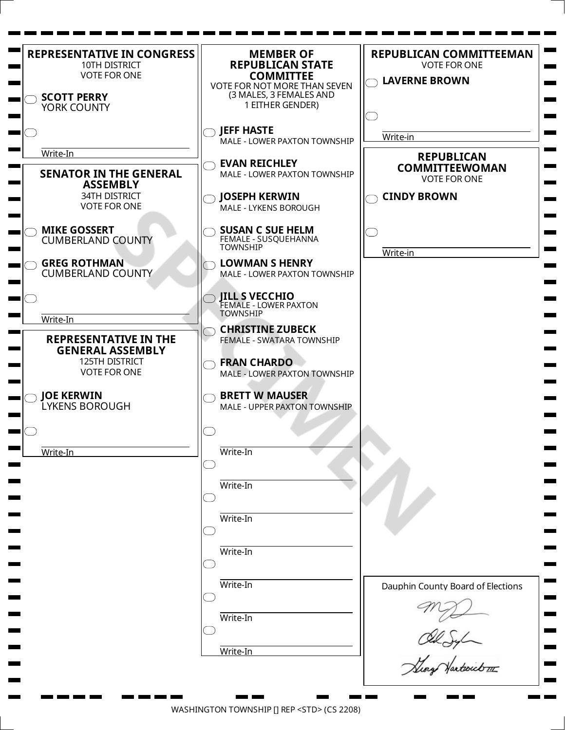## REPRESENTATIVE IN CONGRESS
10TH DISTRICT
VOTE FOR ONE

- SCOTT PERRY
  YORK COUNTY
- Write-In

## SENATOR IN THE GENERAL ASSEMBLY
34TH DISTRICT
VOTE FOR ONE

- MIKE GOSSERT
  CUMBERLAND COUNTY
- GREG ROTHMAN
  CUMBERLAND COUNTY
- Write-In

## REPRESENTATIVE IN THE GENERAL ASSEMBLY
125TH DISTRICT
VOTE FOR ONE

- JOE KERWIN
  LYKENS BOROUGH
- Write-In

## MEMBER OF REPUBLICAN STATE COMMITTEE
VOTE FOR NOT MORE THAN SEVEN
(3 MALES, 3 FEMALES AND
1 EITHER GENDER)

- JEFF HASTE
  MALE - LOWER PAXTON TOWNSHIP
- EVAN REICHLEY
  MALE - LOWER PAXTON TOWNSHIP
- JOSEPH KERWIN
  MALE - LYKENS BOROUGH
- SUSAN C SUE HELM
  FEMALE - SUSQUEHANNA TOWNSHIP
- LOWMAN S HENRY
  MALE - LOWER PAXTON TOWNSHIP
- JILL S VECCHIO
  FEMALE - LOWER PAXTON TOWNSHIP
- CHRISTINE ZUBECK
  FEMALE - SWATARA TOWNSHIP
- FRAN CHARDO
  MALE - LOWER PAXTON TOWNSHIP
- BRETT W MAUSER
  MALE - UPPER PAXTON TOWNSHIP
- Write-In
- Write-In
- Write-In
- Write-In
- Write-In
- Write-In
- Write-In

## REPUBLICAN COMMITTEEMAN
VOTE FOR ONE

- LAVERNE BROWN
- Write-in

## REPUBLICAN COMMITTEEWOMAN
VOTE FOR ONE

- CINDY BROWN
- Write-in

Dauphin County Board of Elections

SPECIMEN

WASHINGTON TOWNSHIP [] REP <STD> (CS 2208)